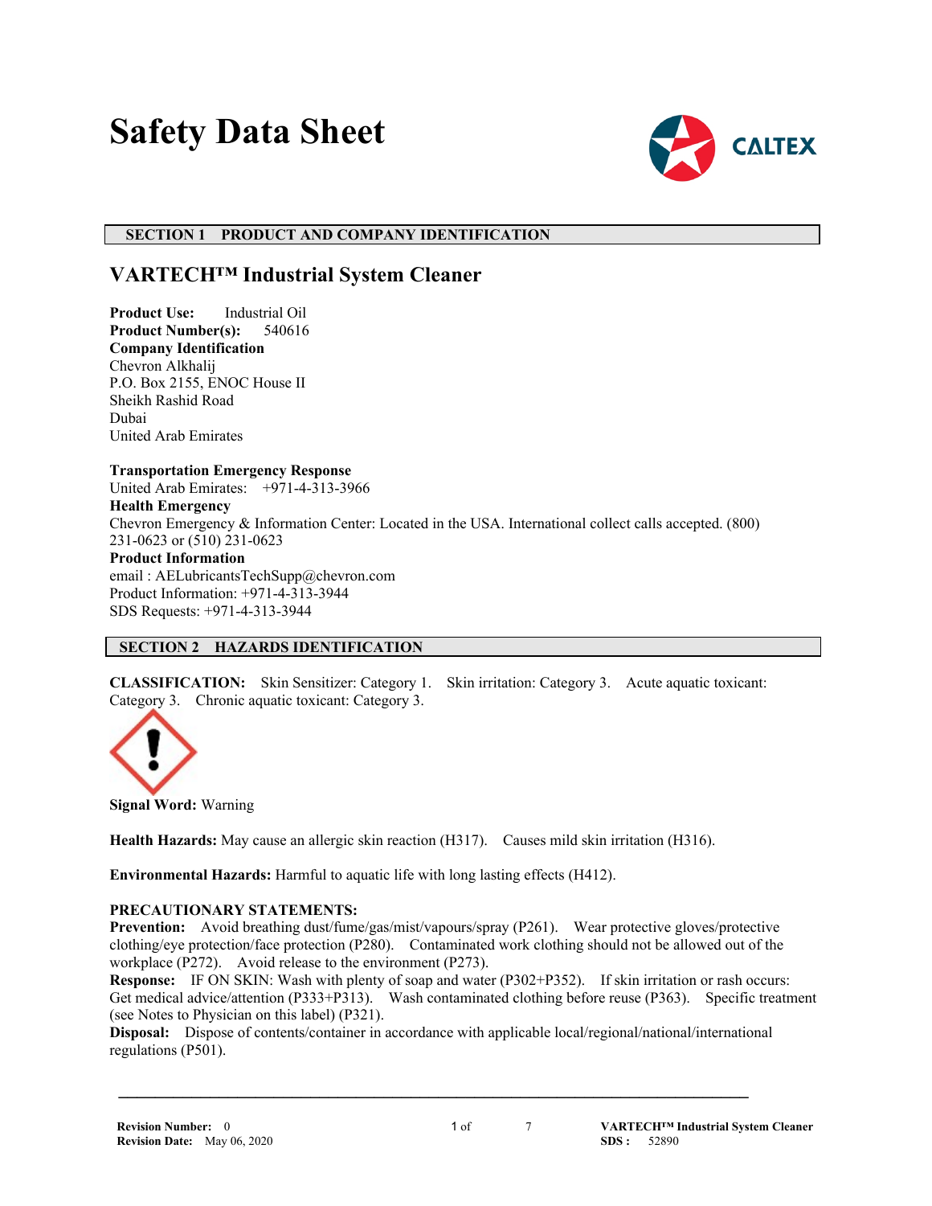# Safety Data Sheet

## SECTION 1 PRODUCT AND COMPANY IDENTIFICATION

### VARTECH™ Industrial System Cleaner

**Product Use:** Industrial Oil
**Product Number(s):** 540616
**Company Identification**
Chevron Alkhalij
P.O. Box 2155, ENOC House II
Sheikh Rashid Road
Dubai
United Arab Emirates

**Transportation Emergency Response**
United Arab Emirates: +971-4-313-3966
**Health Emergency**
Chevron Emergency & Information Center: Located in the USA. International collect calls accepted. (800) 231-0623 or (510) 231-0623
**Product Information**
email : AELubricantsTechSupp@chevron.com
Product Information: +971-4-313-3944
SDS Requests: +971-4-313-3944

## SECTION 2 HAZARDS IDENTIFICATION

**CLASSIFICATION:** Skin Sensitizer: Category 1. Skin irritation: Category 3. Acute aquatic toxicant: Category 3. Chronic aquatic toxicant: Category 3.

**Signal Word:** Warning

**Health Hazards:** May cause an allergic skin reaction (H317). Causes mild skin irritation (H316).

**Environmental Hazards:** Harmful to aquatic life with long lasting effects (H412).

**PRECAUTIONARY STATEMENTS:**
**Prevention:** Avoid breathing dust/fume/gas/mist/vapours/spray (P261). Wear protective gloves/protective clothing/eye protection/face protection (P280). Contaminated work clothing should not be allowed out of the workplace (P272). Avoid release to the environment (P273).
**Response:** IF ON SKIN: Wash with plenty of soap and water (P302+P352). If skin irritation or rash occurs: Get medical advice/attention (P333+P313). Wash contaminated clothing before reuse (P363). Specific treatment (see Notes to Physician on this label) (P321).
**Disposal:** Dispose of contents/container in accordance with applicable local/regional/national/international regulations (P501).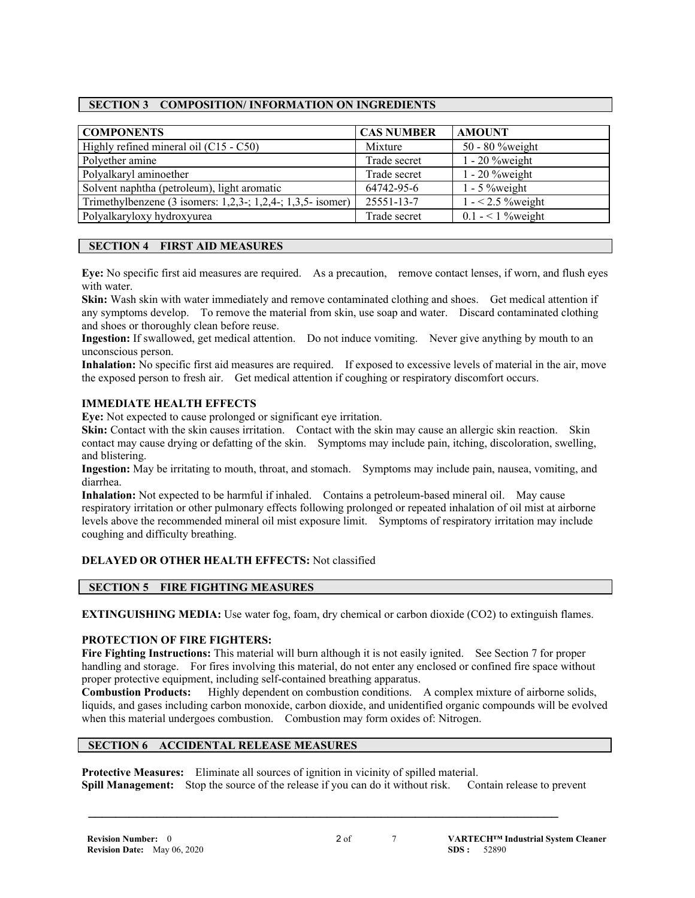## SECTION 3 COMPOSITION/ INFORMATION ON INGREDIENTS

| COMPONENTS | CAS NUMBER | AMOUNT |
|---|---|---|
| Highly refined mineral oil (C15 - C50) | Mixture | 50 - 80 %weight |
| Polyether amine | Trade secret | 1 - 20 %weight |
| Polyalkaryl aminoether | Trade secret | 1 - 20 %weight |
| Solvent naphtha (petroleum), light aromatic | 64742-95-6 | 1 - 5 %weight |
| Trimethylbenzene (3 isomers: 1,2,3-; 1,2,4-; 1,3,5- isomer) | 25551-13-7 | 1 - < 2.5 %weight |
| Polyalkaryloxy hydroxyurea | Trade secret | 0.1 - < 1 %weight |

## SECTION 4 FIRST AID MEASURES

**Eye:** No specific first aid measures are required. As a precaution, remove contact lenses, if worn, and flush eyes with water.

**Skin:** Wash skin with water immediately and remove contaminated clothing and shoes. Get medical attention if any symptoms develop. To remove the material from skin, use soap and water. Discard contaminated clothing and shoes or thoroughly clean before reuse.

**Ingestion:** If swallowed, get medical attention. Do not induce vomiting. Never give anything by mouth to an unconscious person.

**Inhalation:** No specific first aid measures are required. If exposed to excessive levels of material in the air, move the exposed person to fresh air. Get medical attention if coughing or respiratory discomfort occurs.

### IMMEDIATE HEALTH EFFECTS

**Eye:** Not expected to cause prolonged or significant eye irritation.

**Skin:** Contact with the skin causes irritation. Contact with the skin may cause an allergic skin reaction. Skin contact may cause drying or defatting of the skin. Symptoms may include pain, itching, discoloration, swelling, and blistering.

**Ingestion:** May be irritating to mouth, throat, and stomach. Symptoms may include pain, nausea, vomiting, and diarrhea.

**Inhalation:** Not expected to be harmful if inhaled. Contains a petroleum-based mineral oil. May cause respiratory irritation or other pulmonary effects following prolonged or repeated inhalation of oil mist at airborne levels above the recommended mineral oil mist exposure limit. Symptoms of respiratory irritation may include coughing and difficulty breathing.

**DELAYED OR OTHER HEALTH EFFECTS:** Not classified

## SECTION 5 FIRE FIGHTING MEASURES

**EXTINGUISHING MEDIA:** Use water fog, foam, dry chemical or carbon dioxide ($CO_2$) to extinguish flames.

### PROTECTION OF FIRE FIGHTERS:

**Fire Fighting Instructions:** This material will burn although it is not easily ignited. See Section 7 for proper handling and storage. For fires involving this material, do not enter any enclosed or confined fire space without proper protective equipment, including self-contained breathing apparatus.

**Combustion Products:** Highly dependent on combustion conditions. A complex mixture of airborne solids, liquids, and gases including carbon monoxide, carbon dioxide, and unidentified organic compounds will be evolved when this material undergoes combustion. Combustion may form oxides of: Nitrogen.

## SECTION 6 ACCIDENTAL RELEASE MEASURES

**Protective Measures:** Eliminate all sources of ignition in vicinity of spilled material.

**Spill Management:** Stop the source of the release if you can do it without risk. Contain release to prevent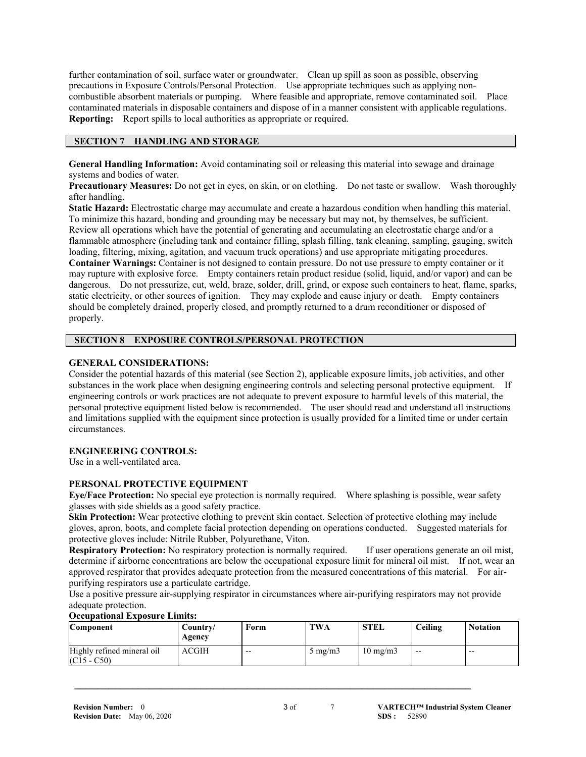further contamination of soil, surface water or groundwater. Clean up spill as soon as possible, observing precautions in Exposure Controls/Personal Protection. Use appropriate techniques such as applying non-combustible absorbent materials or pumping. Where feasible and appropriate, remove contaminated soil. Place contaminated materials in disposable containers and dispose of in a manner consistent with applicable regulations.
**Reporting:** Report spills to local authorities as appropriate or required.

## SECTION 7 HANDLING AND STORAGE

**General Handling Information:** Avoid contaminating soil or releasing this material into sewage and drainage systems and bodies of water.
**Precautionary Measures:** Do not get in eyes, on skin, or on clothing. Do not taste or swallow. Wash thoroughly after handling.
**Static Hazard:** Electrostatic charge may accumulate and create a hazardous condition when handling this material. To minimize this hazard, bonding and grounding may be necessary but may not, by themselves, be sufficient. Review all operations which have the potential of generating and accumulating an electrostatic charge and/or a flammable atmosphere (including tank and container filling, splash filling, tank cleaning, sampling, gauging, switch loading, filtering, mixing, agitation, and vacuum truck operations) and use appropriate mitigating procedures.
**Container Warnings:** Container is not designed to contain pressure. Do not use pressure to empty container or it may rupture with explosive force. Empty containers retain product residue (solid, liquid, and/or vapor) and can be dangerous. Do not pressurize, cut, weld, braze, solder, drill, grind, or expose such containers to heat, flame, sparks, static electricity, or other sources of ignition. They may explode and cause injury or death. Empty containers should be completely drained, properly closed, and promptly returned to a drum reconditioner or disposed of properly.

## SECTION 8 EXPOSURE CONTROLS/PERSONAL PROTECTION

### GENERAL CONSIDERATIONS:

Consider the potential hazards of this material (see Section 2), applicable exposure limits, job activities, and other substances in the work place when designing engineering controls and selecting personal protective equipment. If engineering controls or work practices are not adequate to prevent exposure to harmful levels of this material, the personal protective equipment listed below is recommended. The user should read and understand all instructions and limitations supplied with the equipment since protection is usually provided for a limited time or under certain circumstances.

### ENGINEERING CONTROLS:

Use in a well-ventilated area.

### PERSONAL PROTECTIVE EQUIPMENT

**Eye/Face Protection:** No special eye protection is normally required. Where splashing is possible, wear safety glasses with side shields as a good safety practice.
**Skin Protection:** Wear protective clothing to prevent skin contact. Selection of protective clothing may include gloves, apron, boots, and complete facial protection depending on operations conducted. Suggested materials for protective gloves include: Nitrile Rubber, Polyurethane, Viton.
**Respiratory Protection:** No respiratory protection is normally required. If user operations generate an oil mist, determine if airborne concentrations are below the occupational exposure limit for mineral oil mist. If not, wear an approved respirator that provides adequate protection from the measured concentrations of this material. For air-purifying respirators use a particulate cartridge.
Use a positive pressure air-supplying respirator in circumstances where air-purifying respirators may not provide adequate protection.

**Occupational Exposure Limits:**

| Component | Country/ Agency | Form | TWA | STEL | Ceiling | Notation |
|---|---|---|---|---|---|---|
| Highly refined mineral oil (C15 - C50) | ACGIH | -- | 5 mg/m3 | 10 mg/m3 | -- | -- |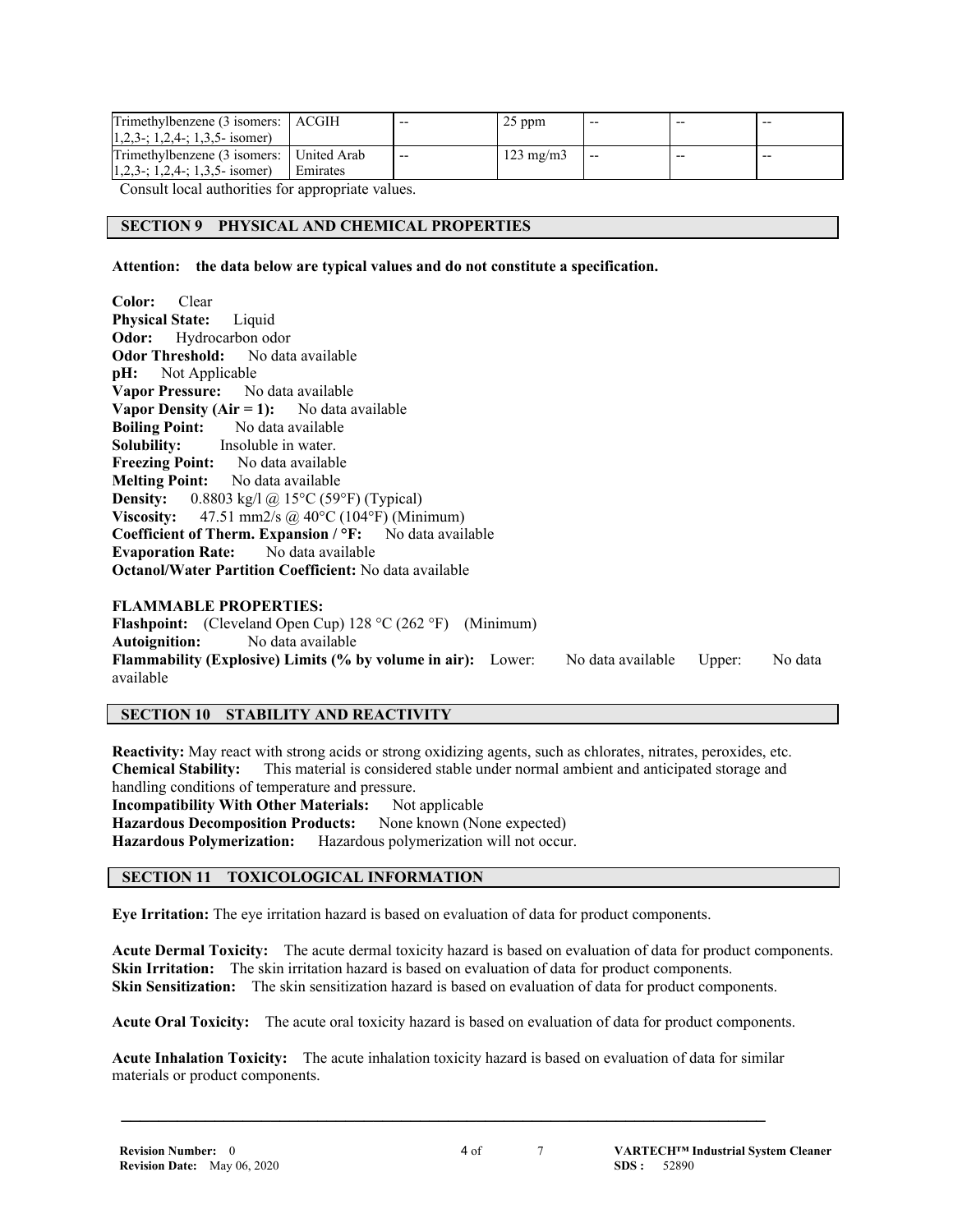| Trimethylbenzene (3 isomers: 1,2,3-; 1,2,4-; 1,3,5- isomer) | ACGIH | -- | 25 ppm | -- | -- | -- |
|---|---|---|---|---|---|---|
| Trimethylbenzene (3 isomers: 1,2,3-; 1,2,4-; 1,3,5- isomer) | United Arab Emirates | -- | 123 mg/m3 | -- | -- | -- |

Consult local authorities for appropriate values.

## SECTION 9 PHYSICAL AND CHEMICAL PROPERTIES

**Attention: the data below are typical values and do not constitute a specification.**

**Color:** Clear
**Physical State:** Liquid
**Odor:** Hydrocarbon odor
**Odor Threshold:** No data available
**pH:** Not Applicable
**Vapor Pressure:** No data available
**Vapor Density (Air = 1):** No data available
**Boiling Point:** No data available
**Solubility:** Insoluble in water.
**Freezing Point:** No data available
**Melting Point:** No data available
**Density:** 0.8803 kg/l @ 15°C (59°F) (Typical)
**Viscosity:** 47.51 mm2/s @ 40°C (104°F) (Minimum)
**Coefficient of Therm. Expansion / °F:** No data available
**Evaporation Rate:** No data available
**Octanol/Water Partition Coefficient:** No data available

**FLAMMABLE PROPERTIES:**
**Flashpoint:** (Cleveland Open Cup) 128 °C (262 °F) (Minimum)
**Autoignition:** No data available
**Flammability (Explosive) Limits (% by volume in air):** Lower: No data available Upper: No data available

## SECTION 10 STABILITY AND REACTIVITY

**Reactivity:** May react with strong acids or strong oxidizing agents, such as chlorates, nitrates, peroxides, etc.
**Chemical Stability:** This material is considered stable under normal ambient and anticipated storage and handling conditions of temperature and pressure.
**Incompatibility With Other Materials:** Not applicable
**Hazardous Decomposition Products:** None known (None expected)
**Hazardous Polymerization:** Hazardous polymerization will not occur.

## SECTION 11 TOXICOLOGICAL INFORMATION

**Eye Irritation:** The eye irritation hazard is based on evaluation of data for product components.

**Acute Dermal Toxicity:** The acute dermal toxicity hazard is based on evaluation of data for product components.
**Skin Irritation:** The skin irritation hazard is based on evaluation of data for product components.
**Skin Sensitization:** The skin sensitization hazard is based on evaluation of data for product components.

**Acute Oral Toxicity:** The acute oral toxicity hazard is based on evaluation of data for product components.

**Acute Inhalation Toxicity:** The acute inhalation toxicity hazard is based on evaluation of data for similar materials or product components.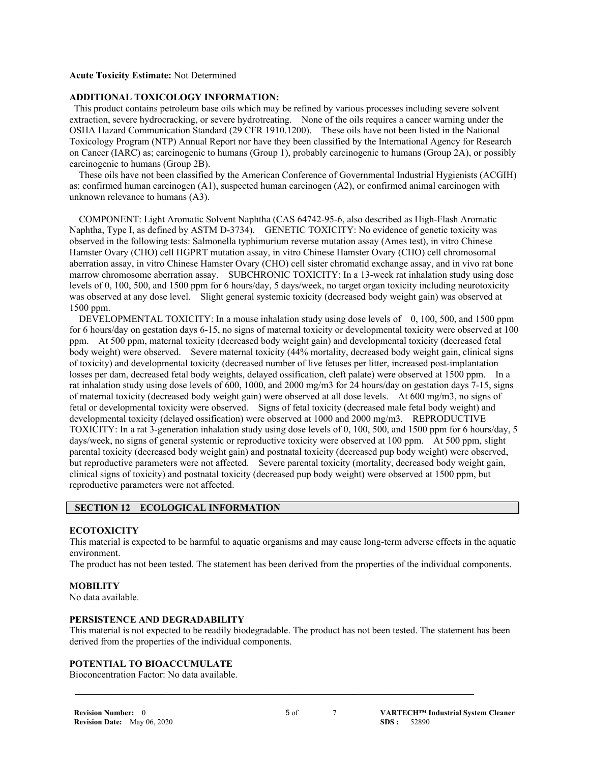**Acute Toxicity Estimate:** Not Determined

**ADDITIONAL TOXICOLOGY INFORMATION:**

This product contains petroleum base oils which may be refined by various processes including severe solvent extraction, severe hydrocracking, or severe hydrotreating. None of the oils requires a cancer warning under the OSHA Hazard Communication Standard (29 CFR 1910.1200). These oils have not been listed in the National Toxicology Program (NTP) Annual Report nor have they been classified by the International Agency for Research on Cancer (IARC) as; carcinogenic to humans (Group 1), probably carcinogenic to humans (Group 2A), or possibly carcinogenic to humans (Group 2B).

These oils have not been classified by the American Conference of Governmental Industrial Hygienists (ACGIH) as: confirmed human carcinogen (A1), suspected human carcinogen (A2), or confirmed animal carcinogen with unknown relevance to humans (A3).

COMPONENT: Light Aromatic Solvent Naphtha (CAS 64742-95-6, also described as High-Flash Aromatic Naphtha, Type I, as defined by ASTM D-3734). GENETIC TOXICITY: No evidence of genetic toxicity was observed in the following tests: Salmonella typhimurium reverse mutation assay (Ames test), in vitro Chinese Hamster Ovary (CHO) cell HGPRT mutation assay, in vitro Chinese Hamster Ovary (CHO) cell chromosomal aberration assay, in vitro Chinese Hamster Ovary (CHO) cell sister chromatid exchange assay, and in vivo rat bone marrow chromosome aberration assay. SUBCHRONIC TOXICITY: In a 13-week rat inhalation study using dose levels of 0, 100, 500, and 1500 ppm for 6 hours/day, 5 days/week, no target organ toxicity including neurotoxicity was observed at any dose level. Slight general systemic toxicity (decreased body weight gain) was observed at 1500 ppm.

DEVELOPMENTAL TOXICITY: In a mouse inhalation study using dose levels of 0, 100, 500, and 1500 ppm for 6 hours/day on gestation days 6-15, no signs of maternal toxicity or developmental toxicity were observed at 100 ppm. At 500 ppm, maternal toxicity (decreased body weight gain) and developmental toxicity (decreased fetal body weight) were observed. Severe maternal toxicity (44% mortality, decreased body weight gain, clinical signs of toxicity) and developmental toxicity (decreased number of live fetuses per litter, increased post-implantation losses per dam, decreased fetal body weights, delayed ossification, cleft palate) were observed at 1500 ppm. In a rat inhalation study using dose levels of 600, 1000, and 2000 mg/m3 for 24 hours/day on gestation days 7-15, signs of maternal toxicity (decreased body weight gain) were observed at all dose levels. At 600 mg/m3, no signs of fetal or developmental toxicity were observed. Signs of fetal toxicity (decreased male fetal body weight) and developmental toxicity (delayed ossification) were observed at 1000 and 2000 mg/m3. REPRODUCTIVE TOXICITY: In a rat 3-generation inhalation study using dose levels of 0, 100, 500, and 1500 ppm for 6 hours/day, 5 days/week, no signs of general systemic or reproductive toxicity were observed at 100 ppm. At 500 ppm, slight parental toxicity (decreased body weight gain) and postnatal toxicity (decreased pup body weight) were observed, but reproductive parameters were not affected. Severe parental toxicity (mortality, decreased body weight gain, clinical signs of toxicity) and postnatal toxicity (decreased pup body weight) were observed at 1500 ppm, but reproductive parameters were not affected.

## SECTION 12 ECOLOGICAL INFORMATION

**ECOTOXICITY**

This material is expected to be harmful to aquatic organisms and may cause long-term adverse effects in the aquatic environment.

The product has not been tested. The statement has been derived from the properties of the individual components.

**MOBILITY**

No data available.

**PERSISTENCE AND DEGRADABILITY**

This material is not expected to be readily biodegradable. The product has not been tested. The statement has been derived from the properties of the individual components.

**POTENTIAL TO BIOACCUMULATE**

Bioconcentration Factor: No data available.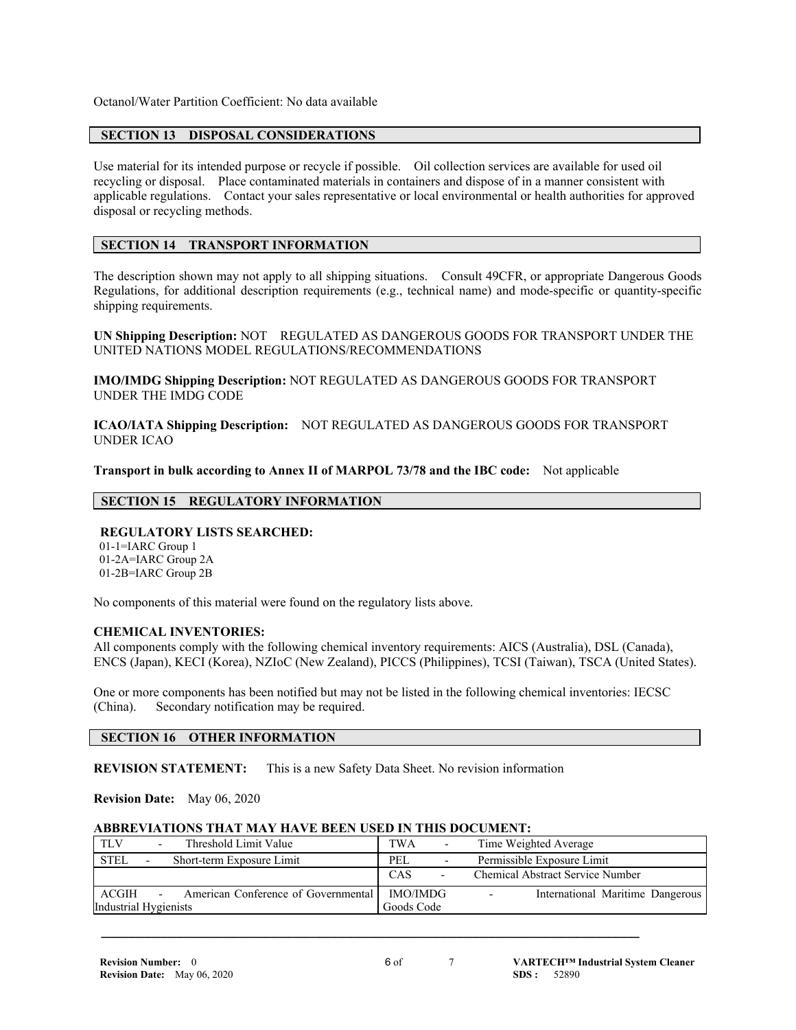Octanol/Water Partition Coefficient: No data available

## SECTION 13 DISPOSAL CONSIDERATIONS

Use material for its intended purpose or recycle if possible. Oil collection services are available for used oil recycling or disposal. Place contaminated materials in containers and dispose of in a manner consistent with applicable regulations. Contact your sales representative or local environmental or health authorities for approved disposal or recycling methods.

## SECTION 14 TRANSPORT INFORMATION

The description shown may not apply to all shipping situations. Consult 49CFR, or appropriate Dangerous Goods Regulations, for additional description requirements (e.g., technical name) and mode-specific or quantity-specific shipping requirements.

**UN Shipping Description:** NOT REGULATED AS DANGEROUS GOODS FOR TRANSPORT UNDER THE UNITED NATIONS MODEL REGULATIONS/RECOMMENDATIONS

**IMO/IMDG Shipping Description:** NOT REGULATED AS DANGEROUS GOODS FOR TRANSPORT UNDER THE IMDG CODE

**ICAO/IATA Shipping Description:** NOT REGULATED AS DANGEROUS GOODS FOR TRANSPORT UNDER ICAO

**Transport in bulk according to Annex II of MARPOL 73/78 and the IBC code:** Not applicable

## SECTION 15 REGULATORY INFORMATION

**REGULATORY LISTS SEARCHED:**

01-1=IARC Group 1
01-2A=IARC Group 2A
01-2B=IARC Group 2B

No components of this material were found on the regulatory lists above.

**CHEMICAL INVENTORIES:**
All components comply with the following chemical inventory requirements: AICS (Australia), DSL (Canada), ENCS (Japan), KECI (Korea), NZIoC (New Zealand), PICCS (Philippines), TCSI (Taiwan), TSCA (United States).

One or more components has been notified but may not be listed in the following chemical inventories: IECSC (China). Secondary notification may be required.

## SECTION 16 OTHER INFORMATION

**REVISION STATEMENT:** This is a new Safety Data Sheet. No revision information

**Revision Date:** May 06, 2020

**ABBREVIATIONS THAT MAY HAVE BEEN USED IN THIS DOCUMENT:**

| | |
|---|---|
| TLV - Threshold Limit Value | TWA - Time Weighted Average |
| STEL - Short-term Exposure Limit | PEL - Permissible Exposure Limit |
| | CAS - Chemical Abstract Service Number |
| ACGIH - American Conference of Governmental Industrial Hygienists | IMO/IMDG - International Maritime Dangerous Goods Code |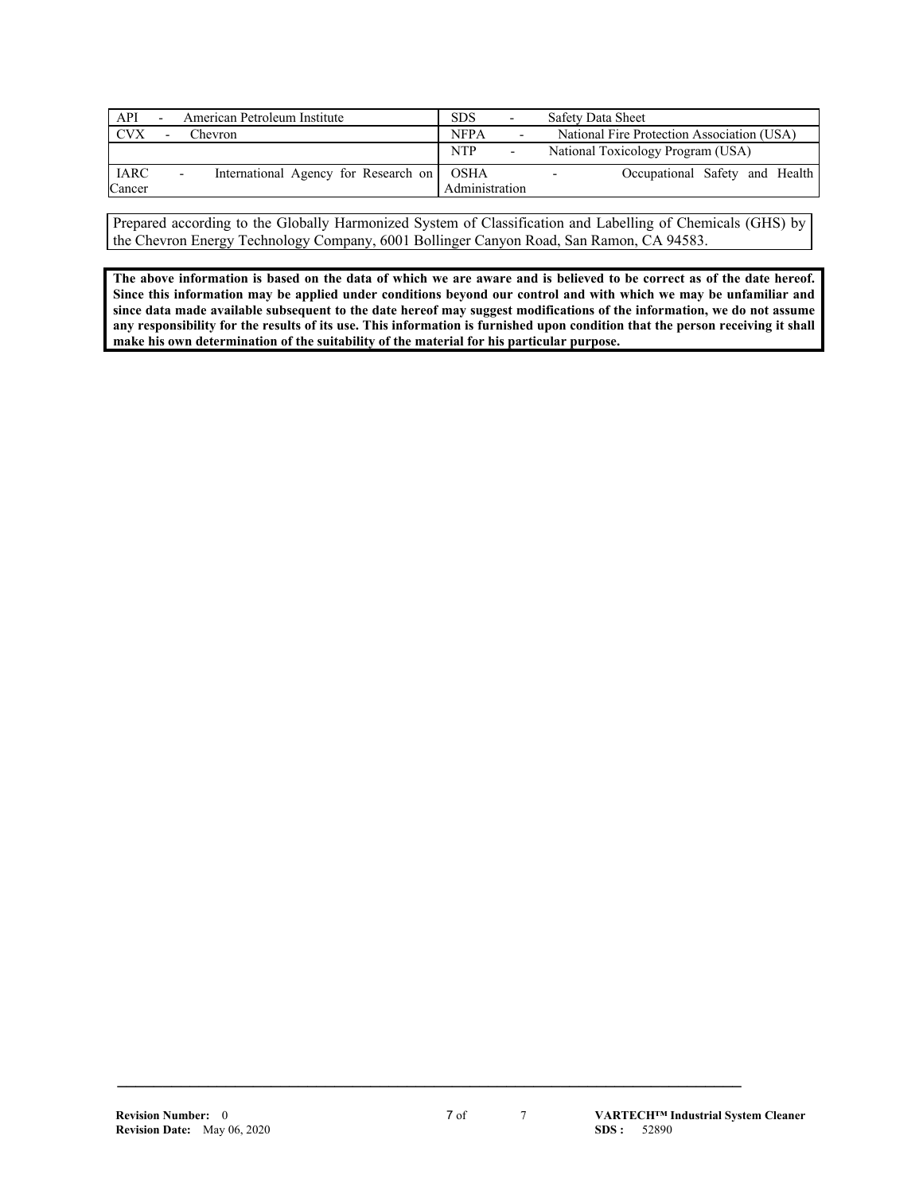| | | | | | |
|---|---|---|---|---|---|
| API | - | American Petroleum Institute | SDS | - | Safety Data Sheet |
| CVX | - | Chevron | NFPA | - | National Fire Protection Association (USA) |
| | | | NTP | - | National Toxicology Program (USA) |
| IARC | - | International Agency for Research on Cancer | OSHA | - | Occupational Safety and Health Administration |

Prepared according to the Globally Harmonized System of Classification and Labelling of Chemicals (GHS) by the Chevron Energy Technology Company, 6001 Bollinger Canyon Road, San Ramon, CA 94583.

**The above information is based on the data of which we are aware and is believed to be correct as of the date hereof. Since this information may be applied under conditions beyond our control and with which we may be unfamiliar and since data made available subsequent to the date hereof may suggest modifications of the information, we do not assume any responsibility for the results of its use. This information is furnished upon condition that the person receiving it shall make his own determination of the suitability of the material for his particular purpose.**